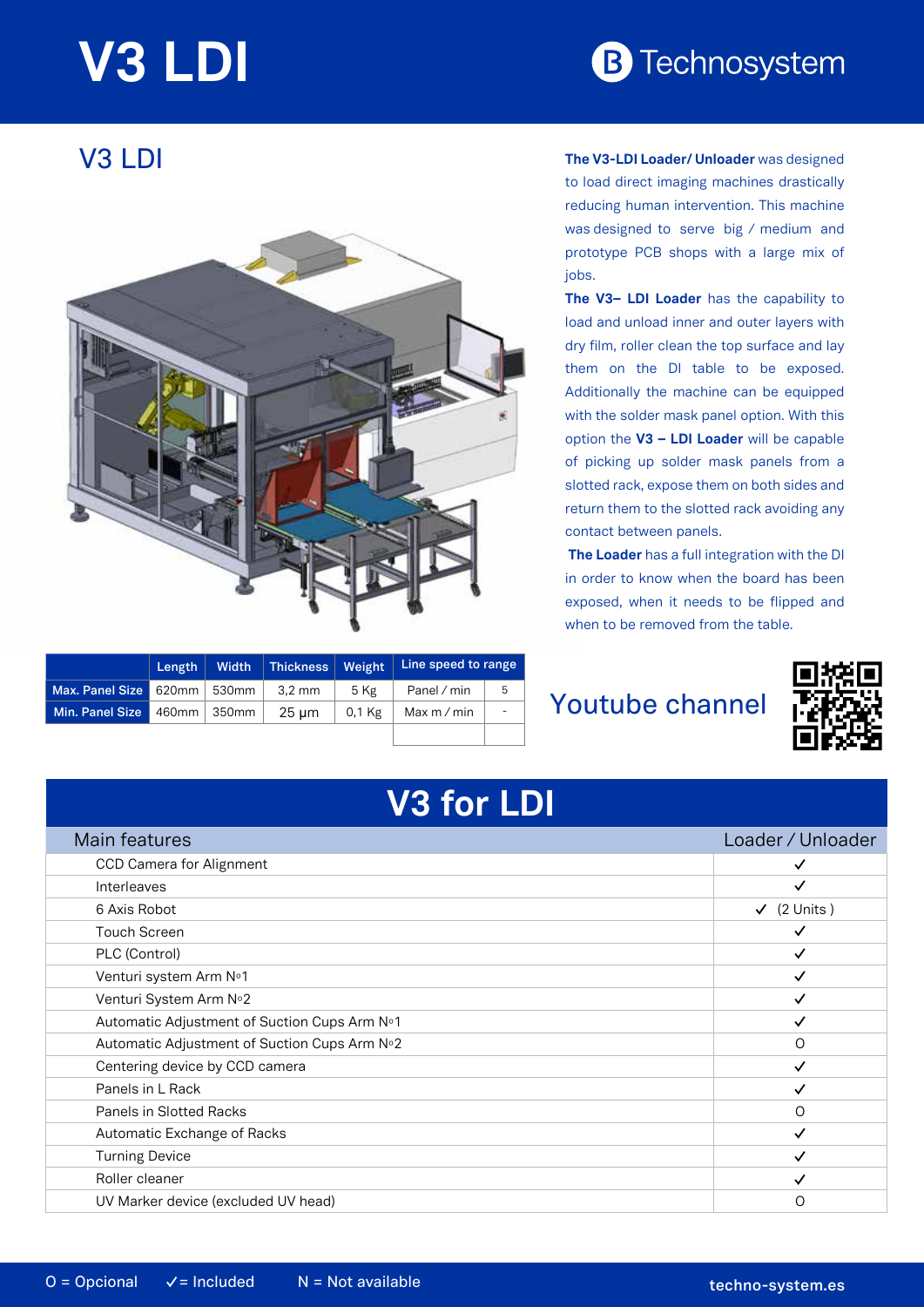# V3 LDI

Technosystem

## V3 LDI

**The V3-LDI Loader/ Unloader** was designed to load direct imaging machines drastically reducing human intervention. This machine was designed to serve big / medium and prototype PCB shops with a large mix of jobs.

**The V3– LDI Loader** has the capability to load and unload inner and outer layers with dry film, roller clean the top surface and lay them on the DI table to be exposed. Additionally the machine can be equipped with the solder mask panel option. With this option the **V3 – LDI Loader** will be capable of picking up solder mask panels from a slotted rack, expose them on both sides and return them to the slotted rack avoiding any contact between panels.

**The Loader** has a full integration with the DI in order to know when the board has been exposed, when it needs to be flipped and when to be removed from the table.

| | Length | Width | Thickness | Weight | Line speed to range | |
|---|---|---|---|---|---|---|
| **Max. Panel Size** | 620mm | 530mm | 3,2 mm | 5 Kg | Panel / min | 5 |
| **Min. Panel Size** | 460mm | 350mm | 25 μm | 0,1 Kg | Max m / min | - |
| | | | | | | |

Youtube channel

## V3 for LDI

| Main features | Loader / Unloader |
|---|---|
| CCD Camera for Alignment | ✓ |
| Interleaves | ✓ |
| 6 Axis Robot | ✓ (2 Units ) |
| Touch Screen | ✓ |
| PLC (Control) | ✓ |
| Venturi system Arm Nº1 | ✓ |
| Venturi System Arm Nº2 | ✓ |
| Automatic Adjustment of Suction Cups Arm Nº1 | ✓ |
| Automatic Adjustment of Suction Cups Arm Nº2 | O |
| Centering device by CCD camera | ✓ |
| Panels in L Rack | ✓ |
| Panels in Slotted Racks | O |
| Automatic Exchange of Racks | ✓ |
| Turning Device | ✓ |
| Roller cleaner | ✓ |
| UV Marker device (excluded UV head) | O |

O = Opcional ✓ = Included N = Not available

techno-system.es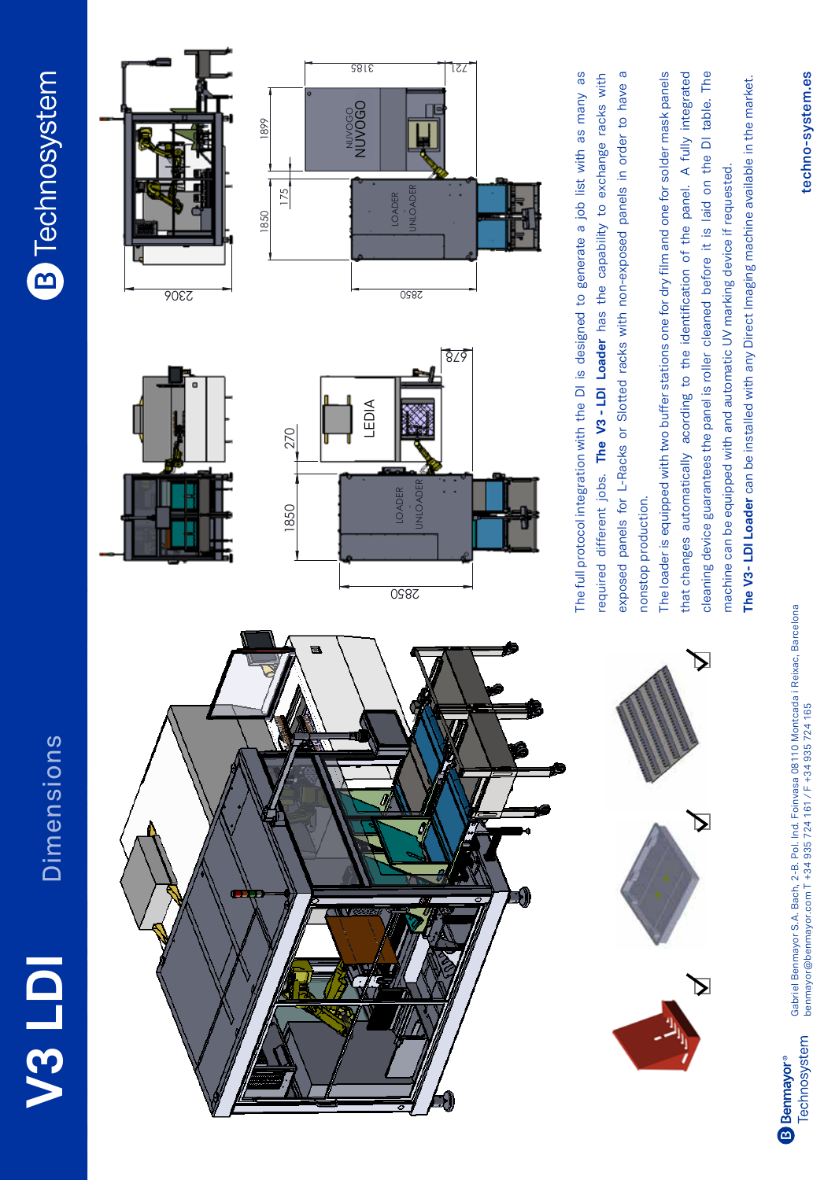# V3 LDI

## Dimensions

2306

1850

175

1899

3185

721

NUVOGO

LOADER UNLOADER

2850

1850

270

LEDIA

678

LOADER UNLOADER

2850

The full protocol integration with the DI is designed to generate a job list with as many as required different jobs. **The V3 - LDI Loader** has the capability to exchange racks with exposed panels for L-Racks or Slotted racks with non-exposed panels in order to have a nonstop production.

The loader is equipped with two buffer stations one for dry film and one for solder mask panels that changes automatically acording to the identification of the panel. A fully integrated cleaning device guarantees the panel is roller cleaned before it is laid on the DI table. The machine can be equipped with and automatic UV marking device if requested.

**The V3- LDI Loader** can be installed with any Direct Imaging machine available in the market.

Gabriel Benmayor S.A. Bach, 2-B. Pol. Ind. Foinvasa 08110 Montcada i Reixac, Barcelona
benmayor@benmayor.com T +34 935 724 161 / F +34 935 724 165

techno-system.es